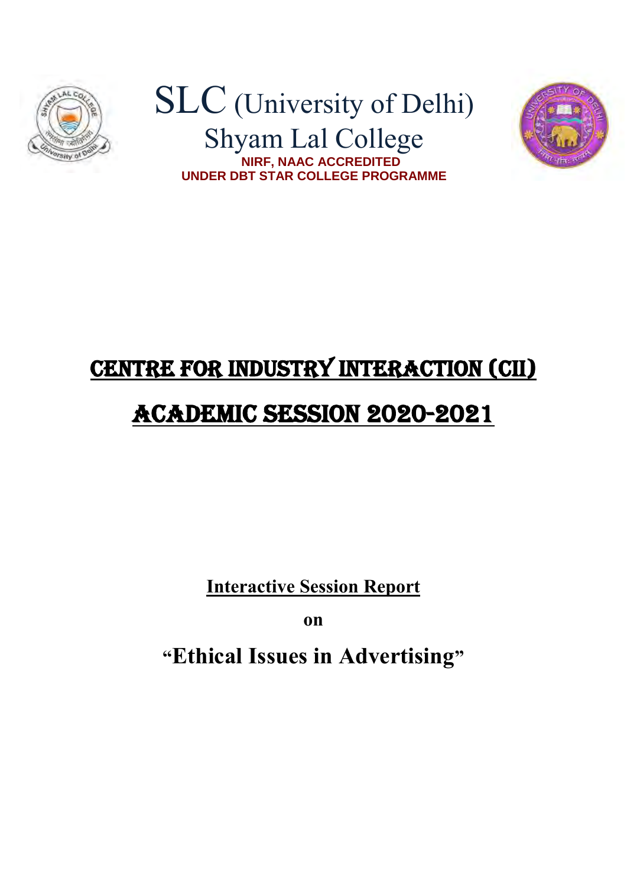# SLC (University of Delhi)

## Shyam Lal College

**NIRF, NAAC ACCREDITED**

**UNDER DBT STAR COLLEGE PROGRAMME**

# CENTRE FOR INDUSTRY INTERACTION (CII)

# ACADEMIC SESSION 2020-2021

**Interactive Session Report**

**on**

**"Ethical Issues in Advertising"**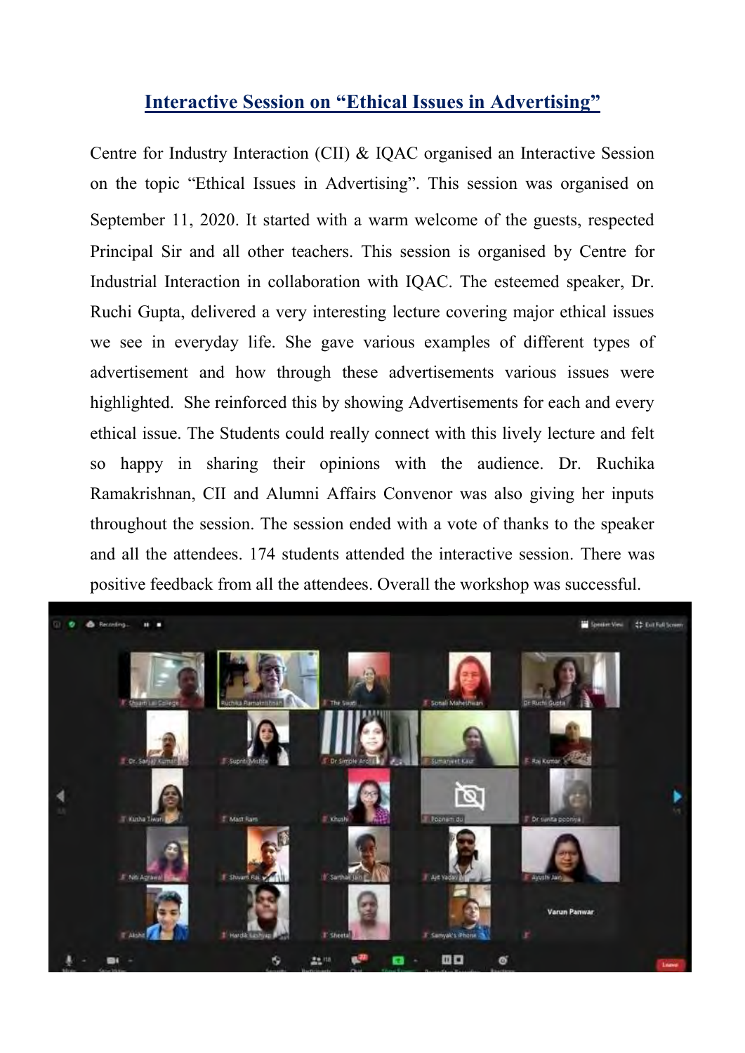## Interactive Session on "Ethical Issues in Advertising"

Centre for Industry Interaction (CII) & IQAC organised an Interactive Session on the topic "Ethical Issues in Advertising". This session was organised on September 11, 2020. It started with a warm welcome of the guests, respected Principal Sir and all other teachers. This session is organised by Centre for Industrial Interaction in collaboration with IQAC. The esteemed speaker, Dr. Ruchi Gupta, delivered a very interesting lecture covering major ethical issues we see in everyday life. She gave various examples of different types of advertisement and how through these advertisements various issues were highlighted. She reinforced this by showing Advertisements for each and every ethical issue. The Students could really connect with this lively lecture and felt so happy in sharing their opinions with the audience. Dr. Ruchika Ramakrishnan, CII and Alumni Affairs Convenor was also giving her inputs throughout the session. The session ended with a vote of thanks to the speaker and all the attendees. 174 students attended the interactive session. There was positive feedback from all the attendees. Overall the workshop was successful.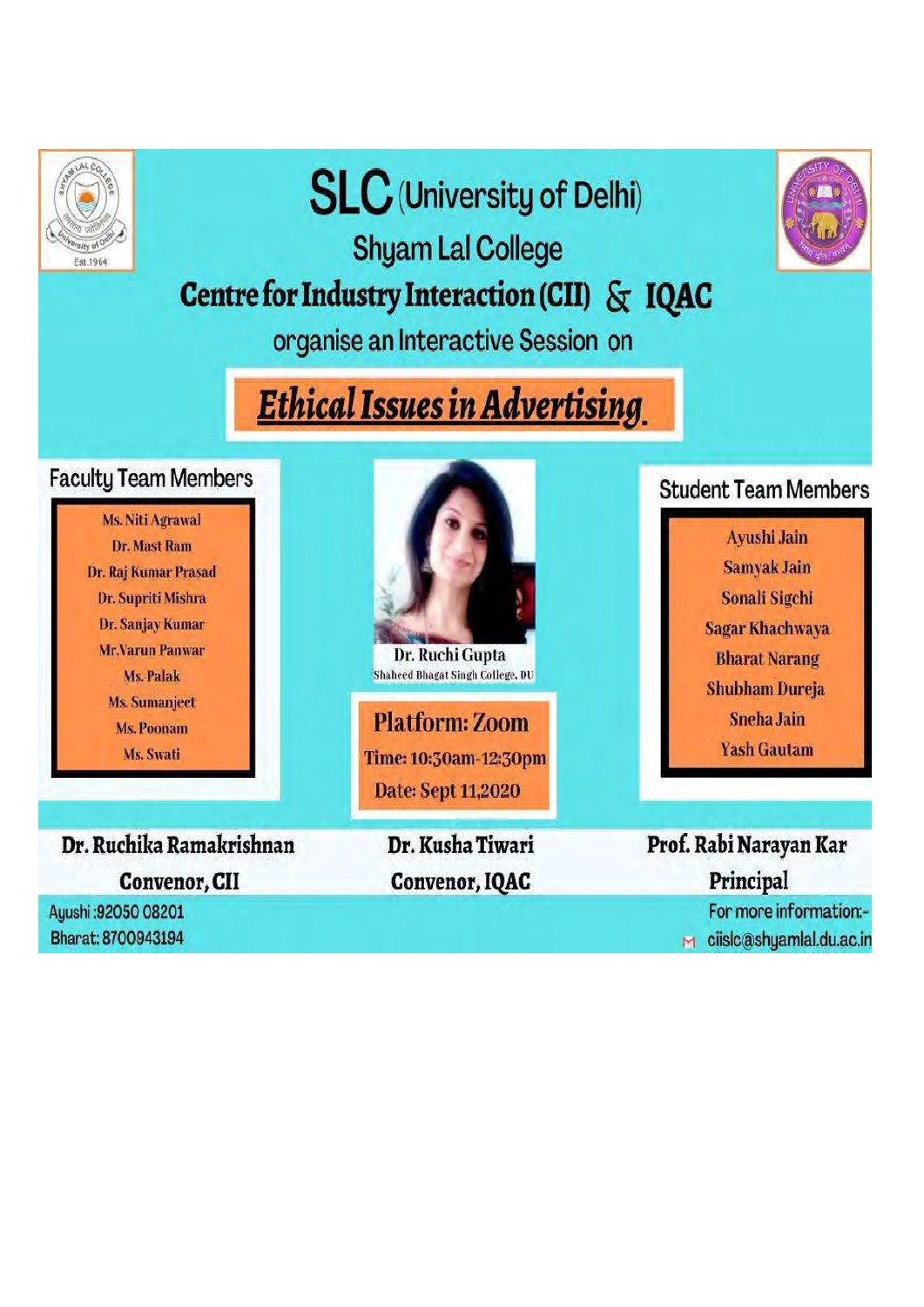# SLC (University of Delhi)

## Shyam Lal College

## Centre for Industry Interaction (CII) & IQAC

organise an Interactive Session on

# *Ethical Issues in Advertising*

**Faculty Team Members**

- Ms. Niti Agrawal
- Dr. Mast Ram
- Dr. Raj Kumar Prasad
- Dr. Supriti Mishra
- Dr. Sanjay Kumar
- Mr.Varun Panwar
- Ms. Palak
- Ms. Sumanjeet
- Ms. Poonam
- Ms. Swati

**Dr. Ruchi Gupta**
Shaheed Bhagat Singh College, DU

**Platform: Zoom**
Time: 10:30am-12:30pm
Date: Sept 11,2020

**Student Team Members**

- Ayushi Jain
- Samyak Jain
- Sonali Sigchi
- Sagar Khachwaya
- Bharat Narang
- Shubham Dureja
- Sneha Jain
- Yash Gautam

**Dr. Ruchika Ramakrishnan**
Convenor, CII

**Dr. Kusha Tiwari**
Convenor, IQAC

**Prof. Rabi Narayan Kar**
Principal

Ayushi :92050 08201
Bharat: 8700943194

For more information:-
ciislc@shyamlal.du.ac.in